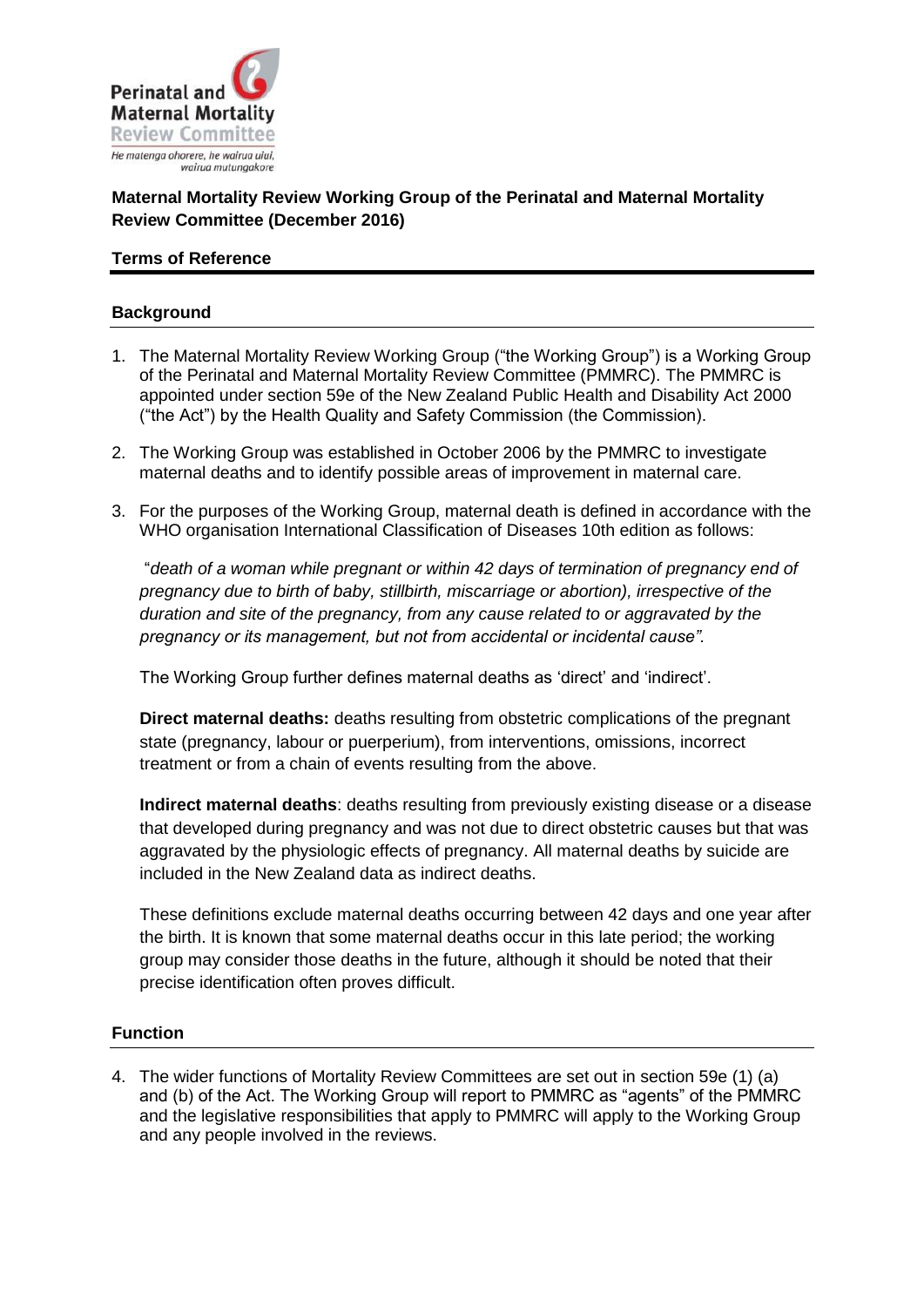Perinatal and Maternal Mortality Review Committee

*He matenga ohorere, he wairua ului, wairua mutungakore*

**Maternal Mortality Review Working Group of the Perinatal and Maternal Mortality Review Committee (December 2016)**

**Terms of Reference**

## Background

1. The Maternal Mortality Review Working Group ("the Working Group") is a Working Group of the Perinatal and Maternal Mortality Review Committee (PMMRC). The PMMRC is appointed under section 59e of the New Zealand Public Health and Disability Act 2000 ("the Act") by the Health Quality and Safety Commission (the Commission).

2. The Working Group was established in October 2006 by the PMMRC to investigate maternal deaths and to identify possible areas of improvement in maternal care.

3. For the purposes of the Working Group, maternal death is defined in accordance with the WHO organisation International Classification of Diseases 10th edition as follows:

   "*death of a woman while pregnant or within 42 days of termination of pregnancy end of pregnancy due to birth of baby, stillbirth, miscarriage or abortion), irrespective of the duration and site of the pregnancy, from any cause related to or aggravated by the pregnancy or its management, but not from accidental or incidental cause".*

   The Working Group further defines maternal deaths as 'direct' and 'indirect'.

   **Direct maternal deaths:** deaths resulting from obstetric complications of the pregnant state (pregnancy, labour or puerperium), from interventions, omissions, incorrect treatment or from a chain of events resulting from the above.

   **Indirect maternal deaths**: deaths resulting from previously existing disease or a disease that developed during pregnancy and was not due to direct obstetric causes but that was aggravated by the physiologic effects of pregnancy. All maternal deaths by suicide are included in the New Zealand data as indirect deaths.

   These definitions exclude maternal deaths occurring between 42 days and one year after the birth. It is known that some maternal deaths occur in this late period; the working group may consider those deaths in the future, although it should be noted that their precise identification often proves difficult.

## Function

4. The wider functions of Mortality Review Committees are set out in section 59e (1) (a) and (b) of the Act. The Working Group will report to PMMRC as "agents" of the PMMRC and the legislative responsibilities that apply to PMMRC will apply to the Working Group and any people involved in the reviews.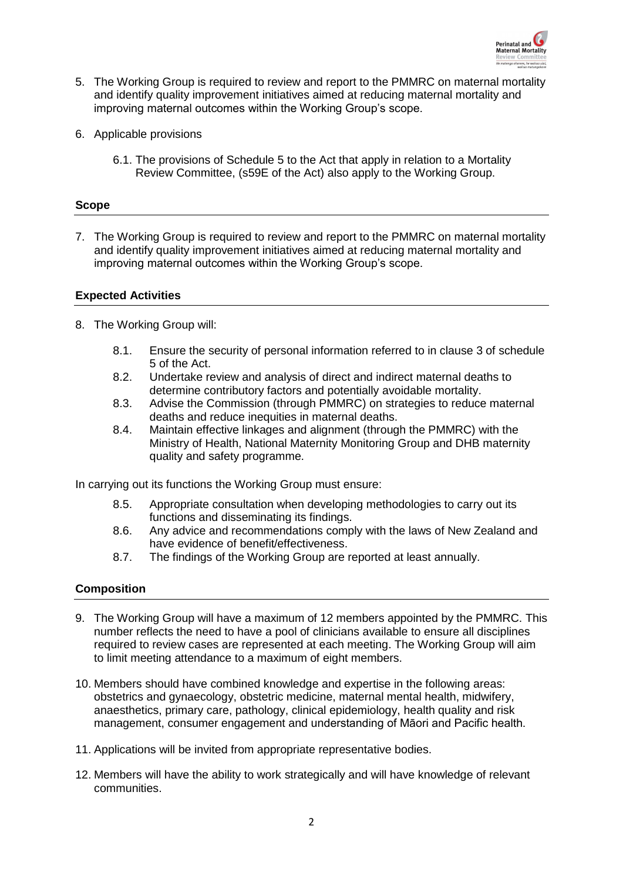5. The Working Group is required to review and report to the PMMRC on maternal mortality and identify quality improvement initiatives aimed at reducing maternal mortality and improving maternal outcomes within the Working Group's scope.

6. Applicable provisions

   6.1. The provisions of Schedule 5 to the Act that apply in relation to a Mortality Review Committee, (s59E of the Act) also apply to the Working Group.

## Scope

7. The Working Group is required to review and report to the PMMRC on maternal mortality and identify quality improvement initiatives aimed at reducing maternal mortality and improving maternal outcomes within the Working Group's scope.

## Expected Activities

8. The Working Group will:

   8.1. Ensure the security of personal information referred to in clause 3 of schedule 5 of the Act.
   
   8.2. Undertake review and analysis of direct and indirect maternal deaths to determine contributory factors and potentially avoidable mortality.
   
   8.3. Advise the Commission (through PMMRC) on strategies to reduce maternal deaths and reduce inequities in maternal deaths.
   
   8.4. Maintain effective linkages and alignment (through the PMMRC) with the Ministry of Health, National Maternity Monitoring Group and DHB maternity quality and safety programme.

In carrying out its functions the Working Group must ensure:

   8.5. Appropriate consultation when developing methodologies to carry out its functions and disseminating its findings.
   
   8.6. Any advice and recommendations comply with the laws of New Zealand and have evidence of benefit/effectiveness.
   
   8.7. The findings of the Working Group are reported at least annually.

## Composition

9. The Working Group will have a maximum of 12 members appointed by the PMMRC. This number reflects the need to have a pool of clinicians available to ensure all disciplines required to review cases are represented at each meeting. The Working Group will aim to limit meeting attendance to a maximum of eight members.

10. Members should have combined knowledge and expertise in the following areas: obstetrics and gynaecology, obstetric medicine, maternal mental health, midwifery, anaesthetics, primary care, pathology, clinical epidemiology, health quality and risk management, consumer engagement and understanding of Māori and Pacific health.

11. Applications will be invited from appropriate representative bodies.

12. Members will have the ability to work strategically and will have knowledge of relevant communities.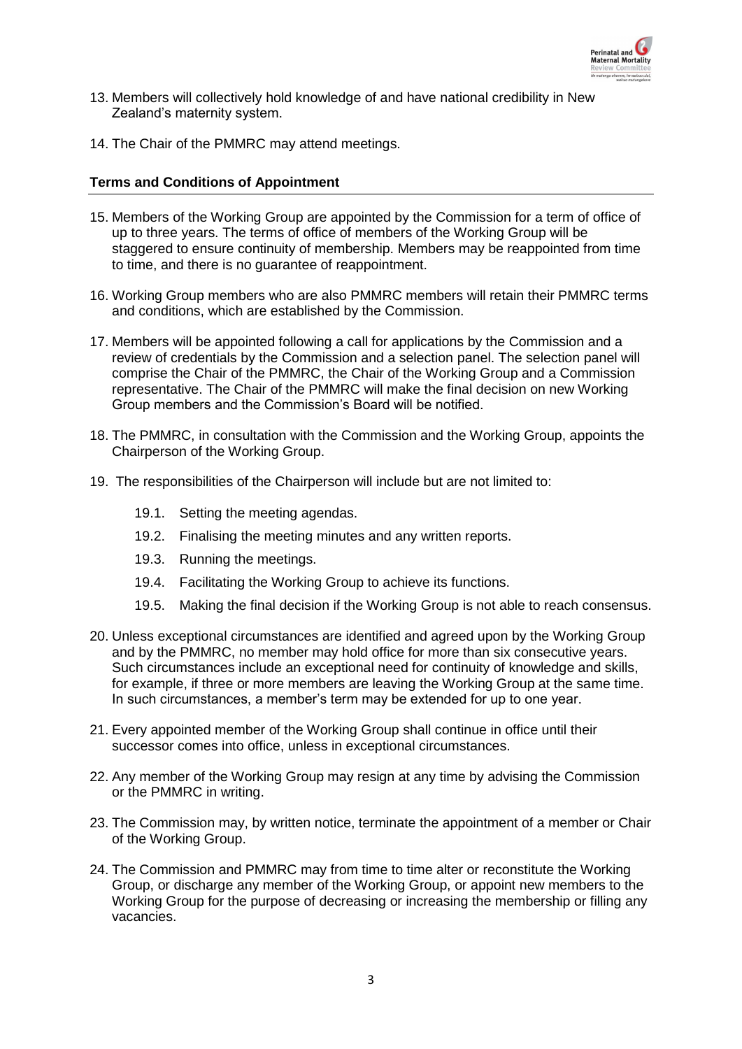13. Members will collectively hold knowledge of and have national credibility in New Zealand's maternity system.

14. The Chair of the PMMRC may attend meetings.

## Terms and Conditions of Appointment

15. Members of the Working Group are appointed by the Commission for a term of office of up to three years. The terms of office of members of the Working Group will be staggered to ensure continuity of membership. Members may be reappointed from time to time, and there is no guarantee of reappointment.

16. Working Group members who are also PMMRC members will retain their PMMRC terms and conditions, which are established by the Commission.

17. Members will be appointed following a call for applications by the Commission and a review of credentials by the Commission and a selection panel. The selection panel will comprise the Chair of the PMMRC, the Chair of the Working Group and a Commission representative. The Chair of the PMMRC will make the final decision on new Working Group members and the Commission's Board will be notified.

18. The PMMRC, in consultation with the Commission and the Working Group, appoints the Chairperson of the Working Group.

19. The responsibilities of the Chairperson will include but are not limited to:

    19.1. Setting the meeting agendas.

    19.2. Finalising the meeting minutes and any written reports.

    19.3. Running the meetings.

    19.4. Facilitating the Working Group to achieve its functions.

    19.5. Making the final decision if the Working Group is not able to reach consensus.

20. Unless exceptional circumstances are identified and agreed upon by the Working Group and by the PMMRC, no member may hold office for more than six consecutive years. Such circumstances include an exceptional need for continuity of knowledge and skills, for example, if three or more members are leaving the Working Group at the same time. In such circumstances, a member's term may be extended for up to one year.

21. Every appointed member of the Working Group shall continue in office until their successor comes into office, unless in exceptional circumstances.

22. Any member of the Working Group may resign at any time by advising the Commission or the PMMRC in writing.

23. The Commission may, by written notice, terminate the appointment of a member or Chair of the Working Group.

24. The Commission and PMMRC may from time to time alter or reconstitute the Working Group, or discharge any member of the Working Group, or appoint new members to the Working Group for the purpose of decreasing or increasing the membership or filling any vacancies.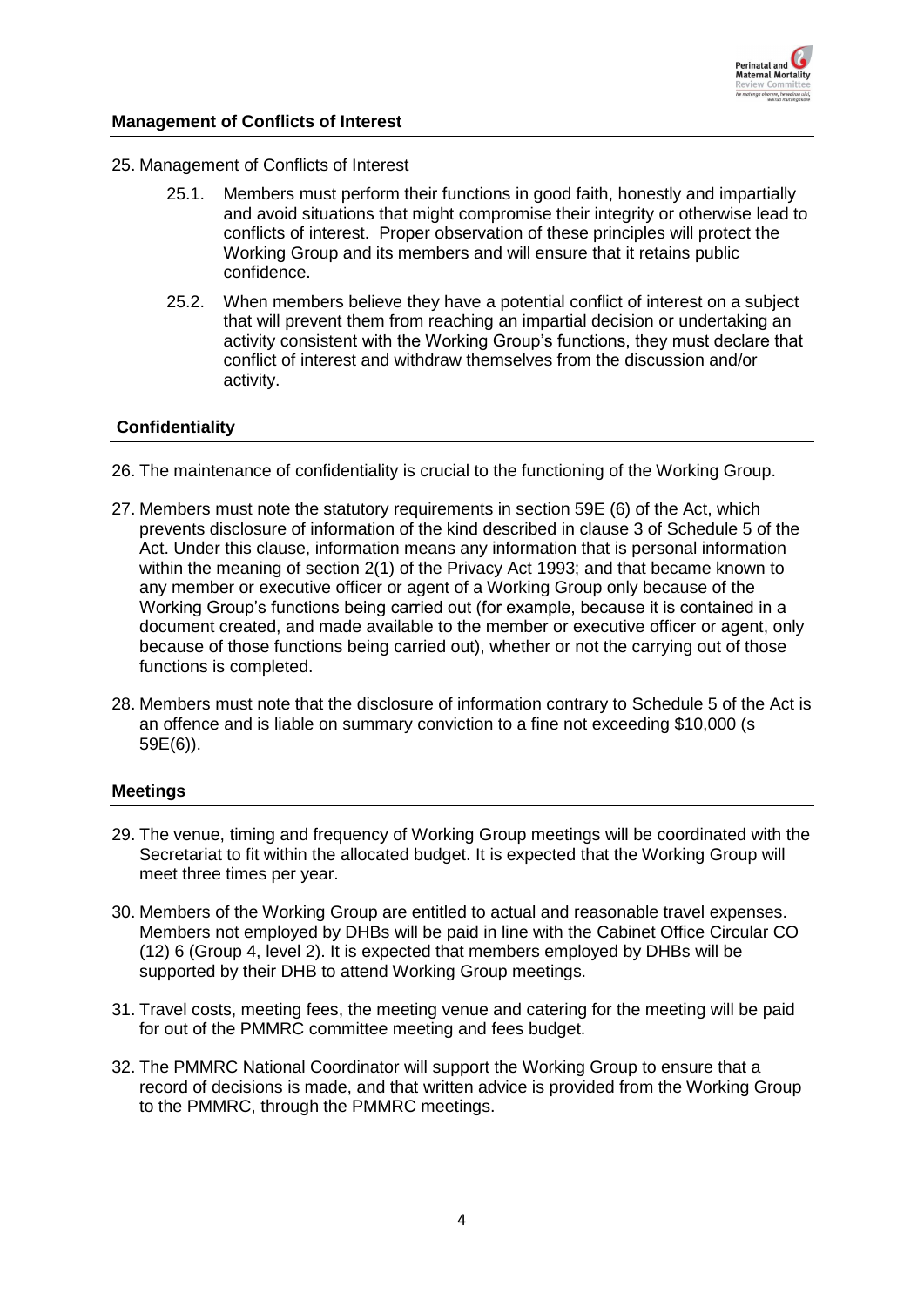## Management of Conflicts of Interest

25. Management of Conflicts of Interest

    25.1. Members must perform their functions in good faith, honestly and impartially and avoid situations that might compromise their integrity or otherwise lead to conflicts of interest. Proper observation of these principles will protect the Working Group and its members and will ensure that it retains public confidence.

    25.2. When members believe they have a potential conflict of interest on a subject that will prevent them from reaching an impartial decision or undertaking an activity consistent with the Working Group's functions, they must declare that conflict of interest and withdraw themselves from the discussion and/or activity.

## Confidentiality

26. The maintenance of confidentiality is crucial to the functioning of the Working Group.

27. Members must note the statutory requirements in section 59E (6) of the Act, which prevents disclosure of information of the kind described in clause 3 of Schedule 5 of the Act. Under this clause, information means any information that is personal information within the meaning of section 2(1) of the Privacy Act 1993; and that became known to any member or executive officer or agent of a Working Group only because of the Working Group's functions being carried out (for example, because it is contained in a document created, and made available to the member or executive officer or agent, only because of those functions being carried out), whether or not the carrying out of those functions is completed.

28. Members must note that the disclosure of information contrary to Schedule 5 of the Act is an offence and is liable on summary conviction to a fine not exceeding $10,000 (s 59E(6)).

## Meetings

29. The venue, timing and frequency of Working Group meetings will be coordinated with the Secretariat to fit within the allocated budget. It is expected that the Working Group will meet three times per year.

30. Members of the Working Group are entitled to actual and reasonable travel expenses. Members not employed by DHBs will be paid in line with the Cabinet Office Circular CO (12) 6 (Group 4, level 2). It is expected that members employed by DHBs will be supported by their DHB to attend Working Group meetings.

31. Travel costs, meeting fees, the meeting venue and catering for the meeting will be paid for out of the PMMRC committee meeting and fees budget.

32. The PMMRC National Coordinator will support the Working Group to ensure that a record of decisions is made, and that written advice is provided from the Working Group to the PMMRC, through the PMMRC meetings.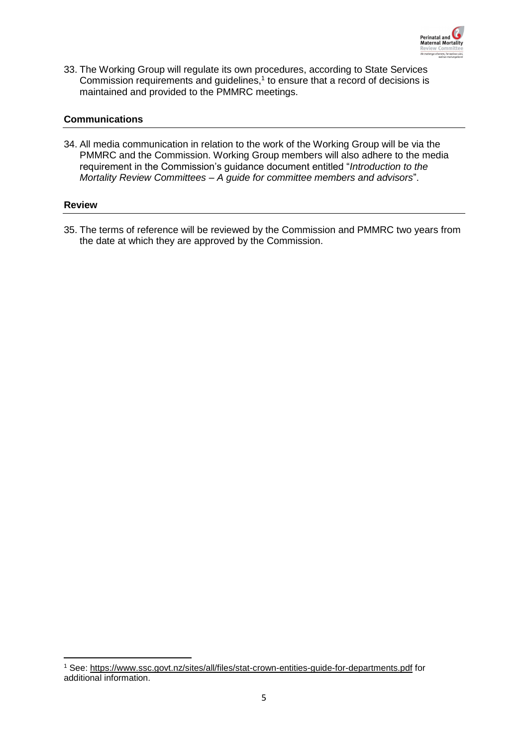33. The Working Group will regulate its own procedures, according to State Services Commission requirements and guidelines,[1] to ensure that a record of decisions is maintained and provided to the PMMRC meetings.

## Communications

34. All media communication in relation to the work of the Working Group will be via the PMMRC and the Commission. Working Group members will also adhere to the media requirement in the Commission's guidance document entitled "*Introduction to the Mortality Review Committees – A guide for committee members and advisors*".

## Review

35. The terms of reference will be reviewed by the Commission and PMMRC two years from the date at which they are approved by the Commission.

---

[1] See: https://www.ssc.govt.nz/sites/all/files/stat-crown-entities-guide-for-departments.pdf for additional information.